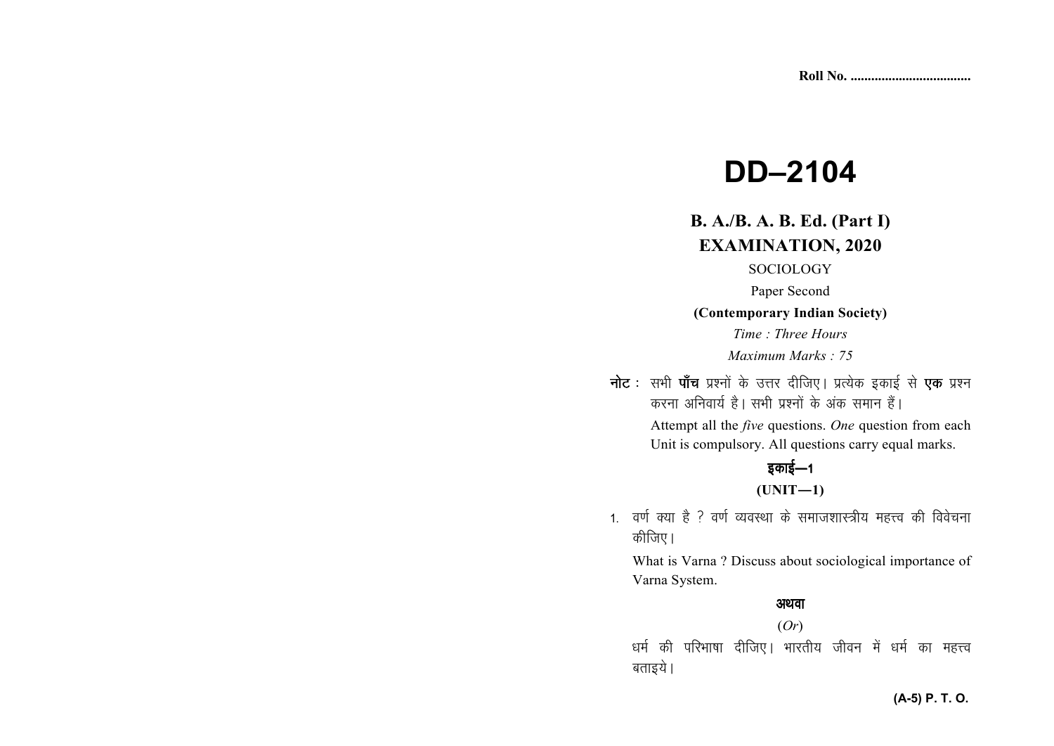Roll No. ..................................

# DD–2104

## B. A./B. A. B. Ed. (Part I) EXAMINATION, 2020

SOCIOLOGY

Paper Second

**(Contemporary Indian Society)**

*Time : Three Hours*

*Maximum Marks : 75*

**नोट :** सभी **पाँच** प्रश्नों के उत्तर दीजिए। प्रत्येक इकाई से **एक** प्रश्न करना अनिवार्य है। सभी प्रश्नों के अंक समान हैं।

Attempt all the *five* questions. *One* question from each Unit is compulsory. All questions carry equal marks.

### इकाई—1

### (UNIT—1)

1. वर्ण क्या है ? वर्ण व्यवस्था के समाजशास्त्रीय महत्त्व की विवेचना कीजिए।

   What is Varna ? Discuss about sociological importance of Varna System.

   **अथवा**

   (*Or*)

   धर्म की परिभाषा दीजिए। भारतीय जीवन में धर्म का महत्त्व बताइये।

(A-5) P. T. O.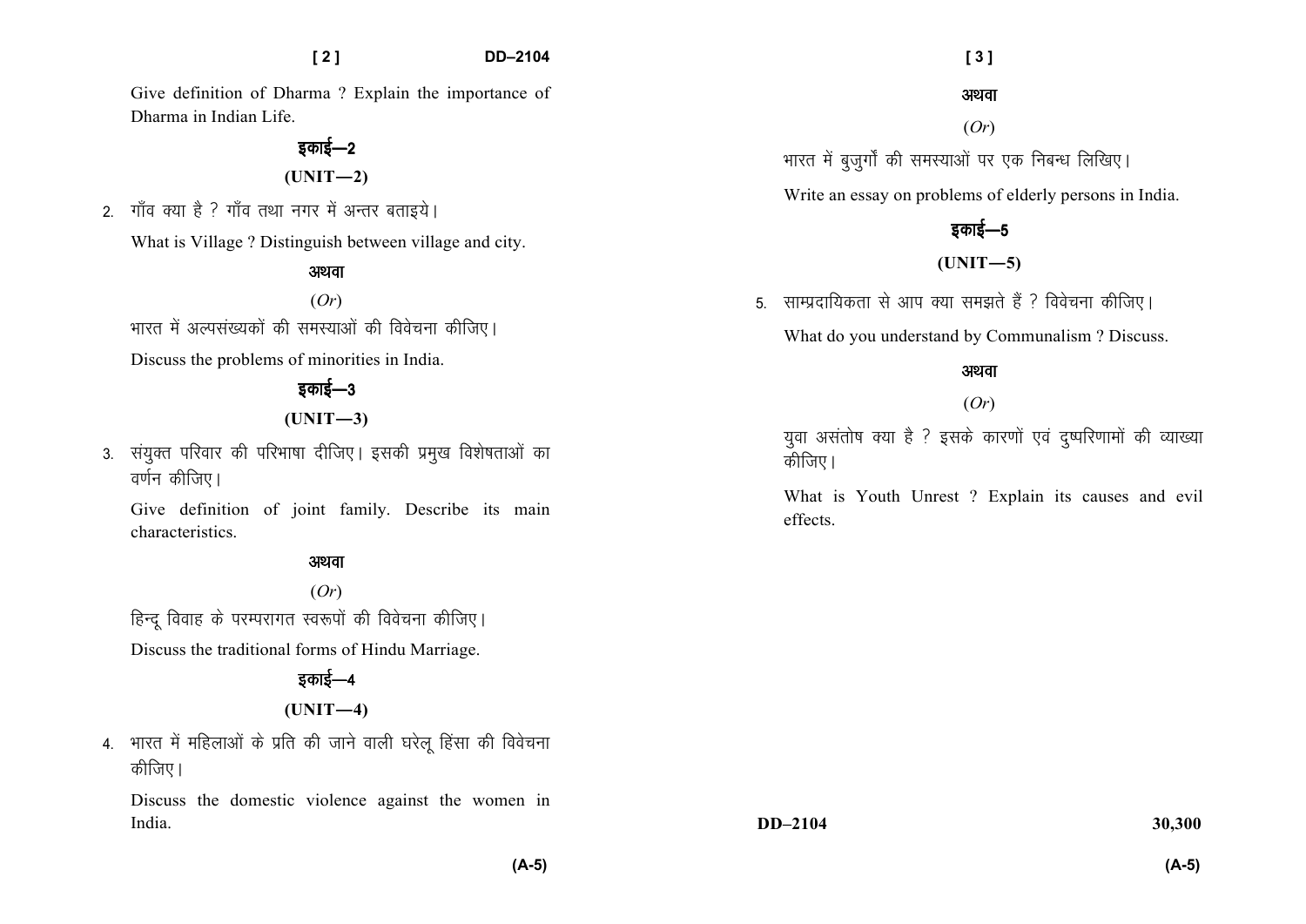Give definition of Dharma ? Explain the importance of Dharma in Indian Life.

## इकाई—2

## (UNIT—2)

2. गाँव क्या है ? गाँव तथा नगर में अन्तर बताइये।

   What is Village ? Distinguish between village and city.

   अथवा

   (*Or*)

   भारत में अल्पसंख्यकों की समस्याओं की विवेचना कीजिए।

   Discuss the problems of minorities in India.

## इकाई—3

## (UNIT—3)

3. संयुक्त परिवार की परिभाषा दीजिए। इसकी प्रमुख विशेषताओं का वर्णन कीजिए।

   Give definition of joint family. Describe its main characteristics.

   अथवा

   (*Or*)

   हिन्दू विवाह के परम्परागत स्वरूपों की विवेचना कीजिए।

   Discuss the traditional forms of Hindu Marriage.

## इकाई—4

## (UNIT—4)

4. भारत में महिलाओं के प्रति की जाने वाली घरेलू हिंसा की विवेचना कीजिए।

   Discuss the domestic violence against the women in India.

   अथवा

   (*Or*)

   भारत में बुजुर्गों की समस्याओं पर एक निबन्ध लिखिए।

   Write an essay on problems of elderly persons in India.

## इकाई—5

## (UNIT—5)

5. साम्प्रदायिकता से आप क्या समझते हैं ? विवेचना कीजिए।

   What do you understand by Communalism ? Discuss.

   अथवा

   (*Or*)

   युवा असंतोष क्या है ? इसके कारणों एवं दुष्परिणामों की व्याख्या कीजिए।

   What is Youth Unrest ? Explain its causes and evil effects.

DD–2104 30,300